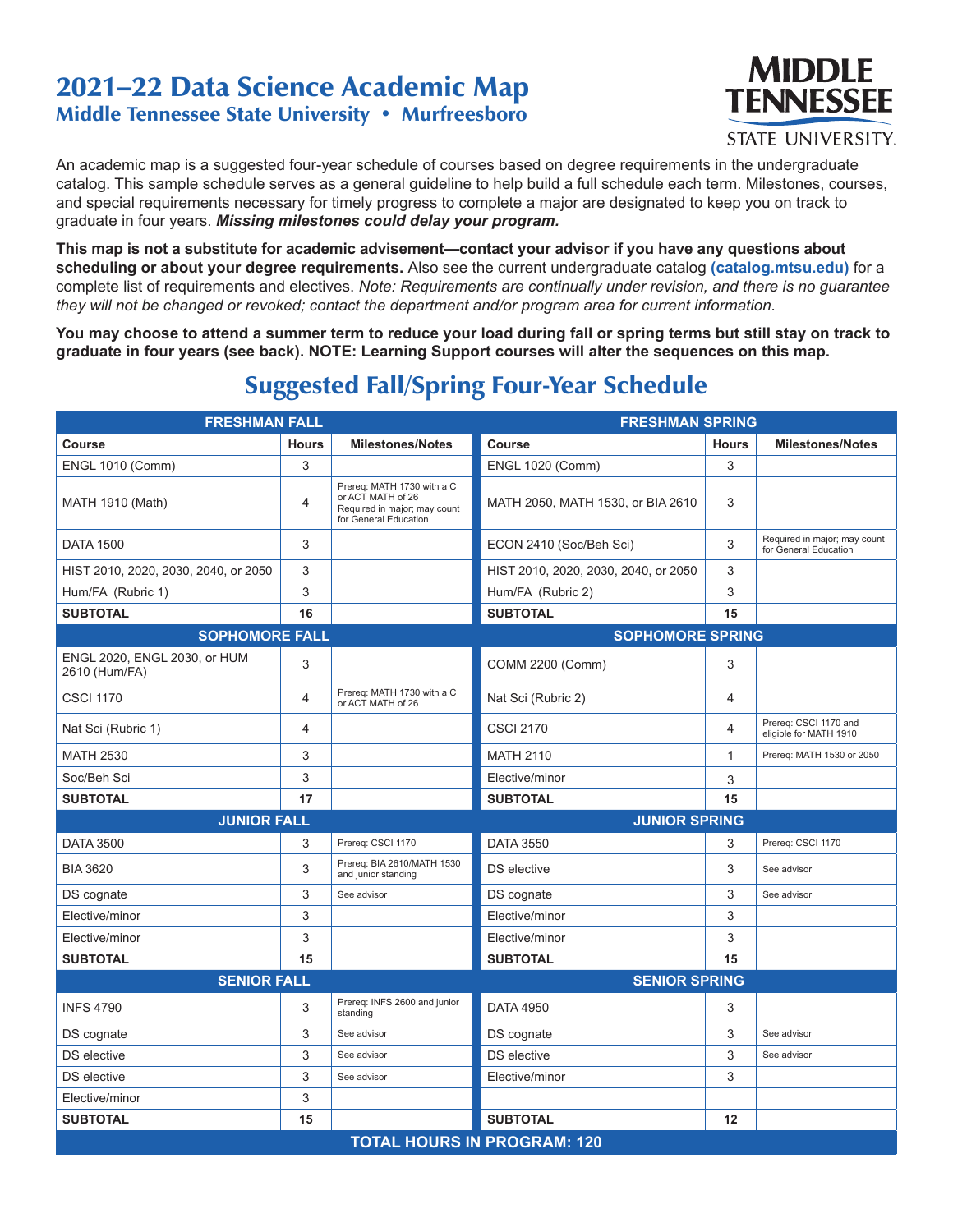# 2021–22 Data Science Academic Map

## Middle Tennessee State University • Murfreesboro

MIDDLE TENNESSEE STATE UNIVERSITY.

An academic map is a suggested four-year schedule of courses based on degree requirements in the undergraduate catalog. This sample schedule serves as a general guideline to help build a full schedule each term. Milestones, courses, and special requirements necessary for timely progress to complete a major are designated to keep you on track to graduate in four years. ***Missing milestones could delay your program.***

**This map is not a substitute for academic advisement—contact your advisor if you have any questions about scheduling or about your degree requirements.** Also see the current undergraduate catalog **(catalog.mtsu.edu)** for a complete list of requirements and electives. *Note: Requirements are continually under revision, and there is no guarantee they will not be changed or revoked; contact the department and/or program area for current information.*

**You may choose to attend a summer term to reduce your load during fall or spring terms but still stay on track to graduate in four years (see back). NOTE: Learning Support courses will alter the sequences on this map.**

## Suggested Fall/Spring Four-Year Schedule

| **FRESHMAN FALL** | | | **FRESHMAN SPRING** | | |
|---|---|---|---|---|---|
| **Course** | **Hours** | **Milestones/Notes** | **Course** | **Hours** | **Milestones/Notes** |
| ENGL 1010 (Comm) | 3 | | ENGL 1020 (Comm) | 3 | |
| MATH 1910 (Math) | 4 | Prereq: MATH 1730 with a C or ACT MATH of 26 Required in major; may count for General Education | MATH 2050, MATH 1530, or BIA 2610 | 3 | |
| DATA 1500 | 3 | | ECON 2410 (Soc/Beh Sci) | 3 | Required in major; may count for General Education |
| HIST 2010, 2020, 2030, 2040, or 2050 | 3 | | HIST 2010, 2020, 2030, 2040, or 2050 | 3 | |
| Hum/FA (Rubric 1) | 3 | | Hum/FA (Rubric 2) | 3 | |
| **SUBTOTAL** | **16** | | **SUBTOTAL** | **15** | |
| **SOPHOMORE FALL** | | | **SOPHOMORE SPRING** | | |
| ENGL 2020, ENGL 2030, or HUM 2610 (Hum/FA) | 3 | | COMM 2200 (Comm) | 3 | |
| CSCI 1170 | 4 | Prereq: MATH 1730 with a C or ACT MATH of 26 | Nat Sci (Rubric 2) | 4 | |
| Nat Sci (Rubric 1) | 4 | | CSCI 2170 | 4 | Prereq: CSCI 1170 and eligible for MATH 1910 |
| MATH 2530 | 3 | | MATH 2110 | 1 | Prereq: MATH 1530 or 2050 |
| Soc/Beh Sci | 3 | | Elective/minor | 3 | |
| **SUBTOTAL** | **17** | | **SUBTOTAL** | **15** | |
| **JUNIOR FALL** | | | **JUNIOR SPRING** | | |
| DATA 3500 | 3 | Prereq: CSCI 1170 | DATA 3550 | 3 | Prereq: CSCI 1170 |
| BIA 3620 | 3 | Prereq: BIA 2610/MATH 1530 and junior standing | DS elective | 3 | See advisor |
| DS cognate | 3 | See advisor | DS cognate | 3 | See advisor |
| Elective/minor | 3 | | Elective/minor | 3 | |
| Elective/minor | 3 | | Elective/minor | 3 | |
| **SUBTOTAL** | **15** | | **SUBTOTAL** | **15** | |
| **SENIOR FALL** | | | **SENIOR SPRING** | | |
| INFS 4790 | 3 | Prereq: INFS 2600 and junior standing | DATA 4950 | 3 | |
| DS cognate | 3 | See advisor | DS cognate | 3 | See advisor |
| DS elective | 3 | See advisor | DS elective | 3 | See advisor |
| DS elective | 3 | See advisor | Elective/minor | 3 | |
| Elective/minor | 3 | | | | |
| **SUBTOTAL** | **15** | | **SUBTOTAL** | **12** | |
| **TOTAL HOURS IN PROGRAM: 120** | | | | | |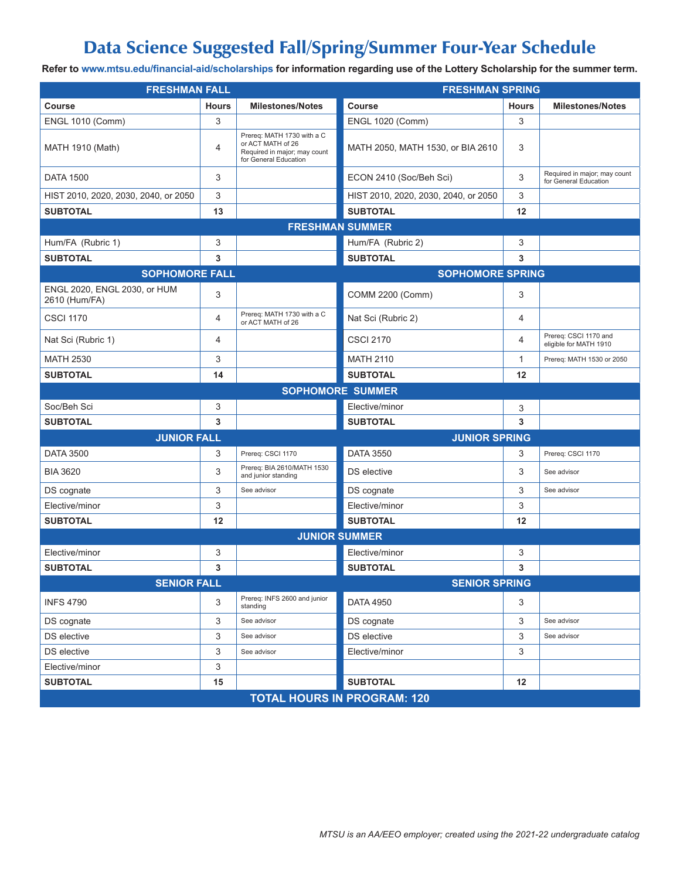# Data Science Suggested Fall/Spring/Summer Four-Year Schedule

**Refer to www.mtsu.edu/financial-aid/scholarships for information regarding use of the Lottery Scholarship for the summer term.**

| FRESHMAN FALL | | | FRESHMAN SPRING | | |
|---|---|---|---|---|---|
| **Course** | **Hours** | **Milestones/Notes** | **Course** | **Hours** | **Milestones/Notes** |
| ENGL 1010 (Comm) | 3 | | ENGL 1020 (Comm) | 3 | |
| MATH 1910 (Math) | 4 | Prereq: MATH 1730 with a C or ACT MATH of 26 Required in major; may count for General Education | MATH 2050, MATH 1530, or BIA 2610 | 3 | |
| DATA 1500 | 3 | | ECON 2410 (Soc/Beh Sci) | 3 | Required in major; may count for General Education |
| HIST 2010, 2020, 2030, 2040, or 2050 | 3 | | HIST 2010, 2020, 2030, 2040, or 2050 | 3 | |
| **SUBTOTAL** | **13** | | **SUBTOTAL** | **12** | |
| **FRESHMAN SUMMER** | | | | | |
| Hum/FA (Rubric 1) | 3 | | Hum/FA (Rubric 2) | 3 | |
| **SUBTOTAL** | **3** | | **SUBTOTAL** | **3** | |
| **SOPHOMORE FALL** | | | **SOPHOMORE SPRING** | | |
| ENGL 2020, ENGL 2030, or HUM 2610 (Hum/FA) | 3 | | COMM 2200 (Comm) | 3 | |
| CSCI 1170 | 4 | Prereq: MATH 1730 with a C or ACT MATH of 26 | Nat Sci (Rubric 2) | 4 | |
| Nat Sci (Rubric 1) | 4 | | CSCI 2170 | 4 | Prereq: CSCI 1170 and eligible for MATH 1910 |
| MATH 2530 | 3 | | MATH 2110 | 1 | Prereq: MATH 1530 or 2050 |
| **SUBTOTAL** | **14** | | **SUBTOTAL** | **12** | |
| **SOPHOMORE SUMMER** | | | | | |
| Soc/Beh Sci | 3 | | Elective/minor | 3 | |
| **SUBTOTAL** | **3** | | **SUBTOTAL** | **3** | |
| **JUNIOR FALL** | | | **JUNIOR SPRING** | | |
| DATA 3500 | 3 | Prereq: CSCI 1170 | DATA 3550 | 3 | Prereq: CSCI 1170 |
| BIA 3620 | 3 | Prereq: BIA 2610/MATH 1530 and junior standing | DS elective | 3 | See advisor |
| DS cognate | 3 | See advisor | DS cognate | 3 | See advisor |
| Elective/minor | 3 | | Elective/minor | 3 | |
| **SUBTOTAL** | **12** | | **SUBTOTAL** | **12** | |
| **JUNIOR SUMMER** | | | | | |
| Elective/minor | 3 | | Elective/minor | 3 | |
| **SUBTOTAL** | **3** | | **SUBTOTAL** | **3** | |
| **SENIOR FALL** | | | **SENIOR SPRING** | | |
| INFS 4790 | 3 | Prereq: INFS 2600 and junior standing | DATA 4950 | 3 | |
| DS cognate | 3 | See advisor | DS cognate | 3 | See advisor |
| DS elective | 3 | See advisor | DS elective | 3 | See advisor |
| DS elective | 3 | See advisor | Elective/minor | 3 | |
| Elective/minor | 3 | | | | |
| **SUBTOTAL** | **15** | | **SUBTOTAL** | **12** | |
| **TOTAL HOURS IN PROGRAM: 120** | | | | | |

*MTSU is an AA/EEO employer; created using the 2021-22 undergraduate catalog*